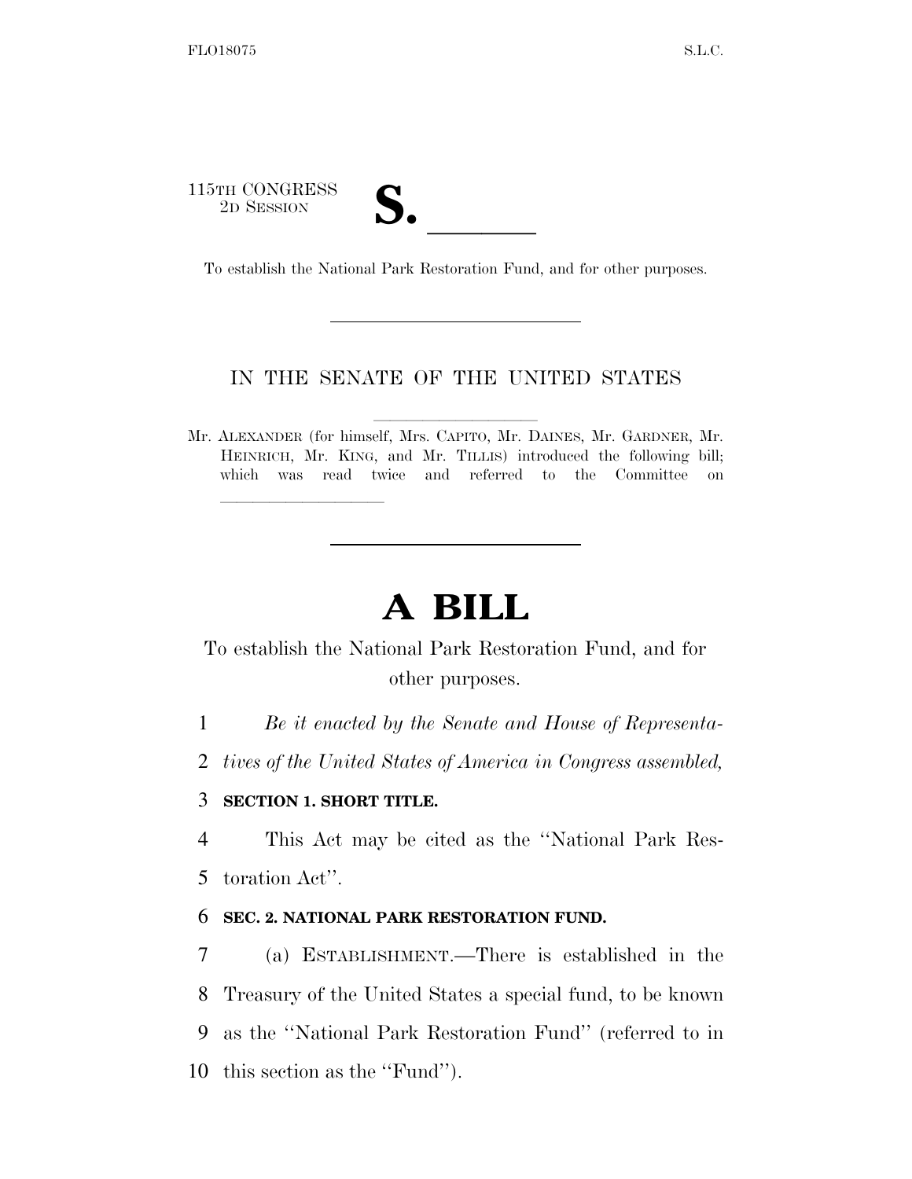115TH CONGRESS
2D SESSION

# S. ______

To establish the National Park Restoration Fund, and for other purposes.

---

IN THE SENATE OF THE UNITED STATES

Mr. ALEXANDER (for himself, Mrs. CAPITO, Mr. DAINES, Mr. GARDNER, Mr. HEINRICH, Mr. KING, and Mr. TILLIS) introduced the following bill; which was read twice and referred to the Committee on ______________

---

# A BILL

To establish the National Park Restoration Fund, and for other purposes.

1 *Be it enacted by the Senate and House of Representa-*
2 *tives of the United States of America in Congress assembled,*

3 **SECTION 1. SHORT TITLE.**

4 This Act may be cited as the ''National Park Res-
5 toration Act''.

6 **SEC. 2. NATIONAL PARK RESTORATION FUND.**

7 (a) ESTABLISHMENT.—There is established in the
8 Treasury of the United States a special fund, to be known
9 as the ''National Park Restoration Fund'' (referred to in
10 this section as the ''Fund'').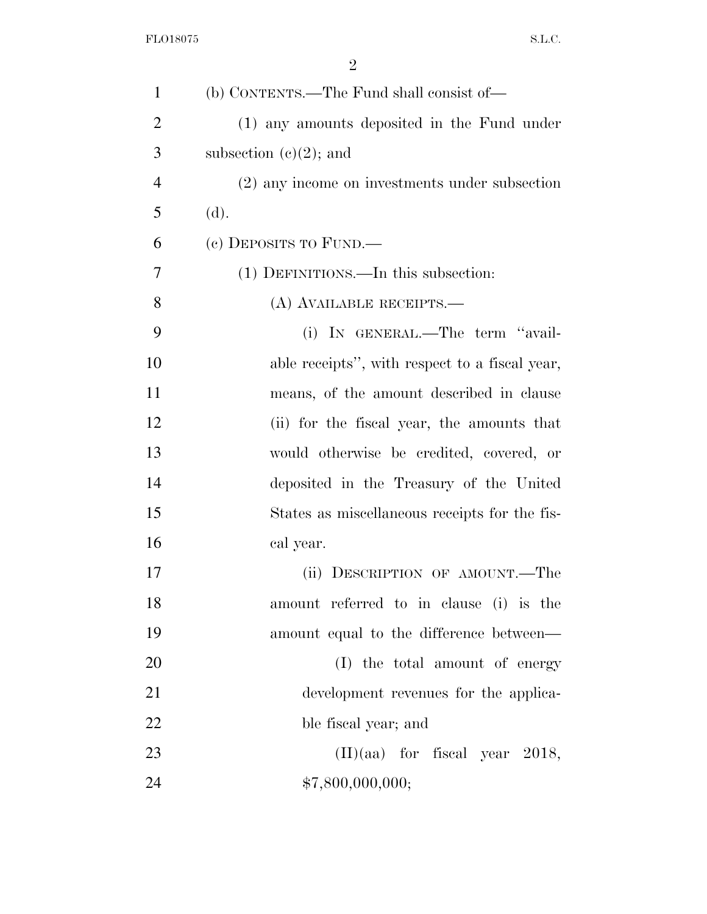(b) CONTENTS.—The Fund shall consist of—

(1) any amounts deposited in the Fund under subsection (c)(2); and

(2) any income on investments under subsection (d).

(c) DEPOSITS TO FUND.—

(1) DEFINITIONS.—In this subsection:

(A) AVAILABLE RECEIPTS.—

(i) IN GENERAL.—The term ''available receipts'', with respect to a fiscal year, means, of the amount described in clause (ii) for the fiscal year, the amounts that would otherwise be credited, covered, or deposited in the Treasury of the United States as miscellaneous receipts for the fiscal year.

(ii) DESCRIPTION OF AMOUNT.—The amount referred to in clause (i) is the amount equal to the difference between—

(I) the total amount of energy development revenues for the applicable fiscal year; and

(II)(aa) for fiscal year 2018, $7,800,000,000;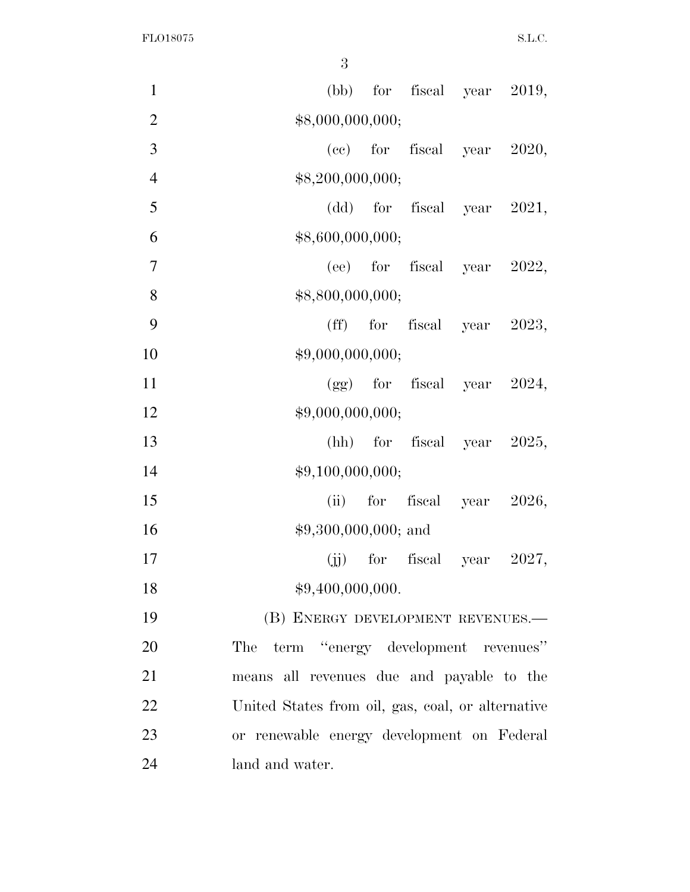(bb) for fiscal year 2019, $8,000,000,000;

(cc) for fiscal year 2020, $8,200,000,000;

(dd) for fiscal year 2021, $8,600,000,000;

(ee) for fiscal year 2022, $8,800,000,000;

(ff) for fiscal year 2023, $9,000,000,000;

(gg) for fiscal year 2024, $9,000,000,000;

(hh) for fiscal year 2025, $9,100,000,000;

(ii) for fiscal year 2026, $9,300,000,000; and

(jj) for fiscal year 2027, $9,400,000,000.

(B) ENERGY DEVELOPMENT REVENUES.—The term ''energy development revenues'' means all revenues due and payable to the United States from oil, gas, coal, or alternative or renewable energy development on Federal land and water.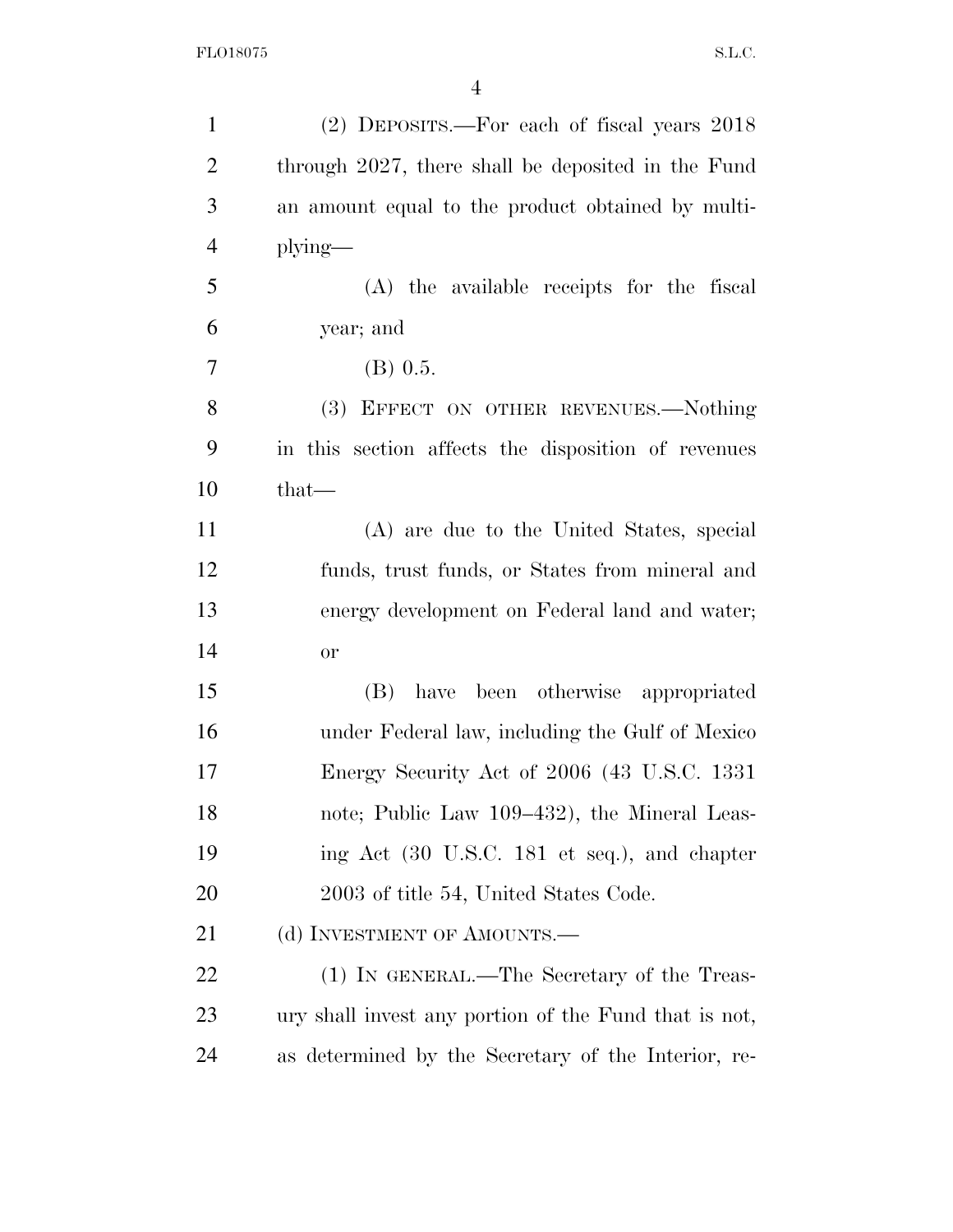(2) DEPOSITS.—For each of fiscal years 2018 through 2027, there shall be deposited in the Fund an amount equal to the product obtained by multiplying—

(A) the available receipts for the fiscal year; and

(B) 0.5.

(3) EFFECT ON OTHER REVENUES.—Nothing in this section affects the disposition of revenues that—

(A) are due to the United States, special funds, trust funds, or States from mineral and energy development on Federal land and water; or

(B) have been otherwise appropriated under Federal law, including the Gulf of Mexico Energy Security Act of 2006 (43 U.S.C. 1331 note; Public Law 109–432), the Mineral Leasing Act (30 U.S.C. 181 et seq.), and chapter 2003 of title 54, United States Code.

(d) INVESTMENT OF AMOUNTS.—

(1) IN GENERAL.—The Secretary of the Treasury shall invest any portion of the Fund that is not, as determined by the Secretary of the Interior, re-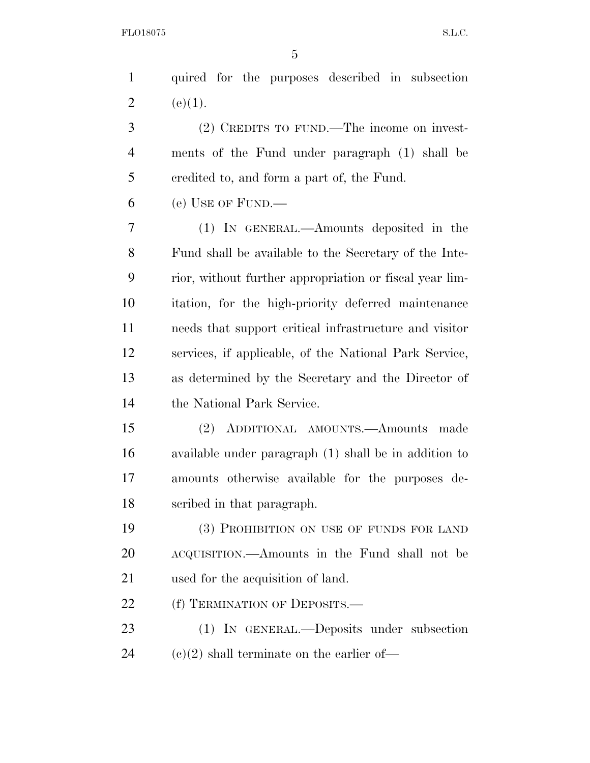quired for the purposes described in subsection (e)(1).

(2) CREDITS TO FUND.—The income on investments of the Fund under paragraph (1) shall be credited to, and form a part of, the Fund.

(e) USE OF FUND.—

(1) IN GENERAL.—Amounts deposited in the Fund shall be available to the Secretary of the Interior, without further appropriation or fiscal year limitation, for the high-priority deferred maintenance needs that support critical infrastructure and visitor services, if applicable, of the National Park Service, as determined by the Secretary and the Director of the National Park Service.

(2) ADDITIONAL AMOUNTS.—Amounts made available under paragraph (1) shall be in addition to amounts otherwise available for the purposes described in that paragraph.

(3) PROHIBITION ON USE OF FUNDS FOR LAND ACQUISITION.—Amounts in the Fund shall not be used for the acquisition of land.

(f) TERMINATION OF DEPOSITS.—

(1) IN GENERAL.—Deposits under subsection (c)(2) shall terminate on the earlier of—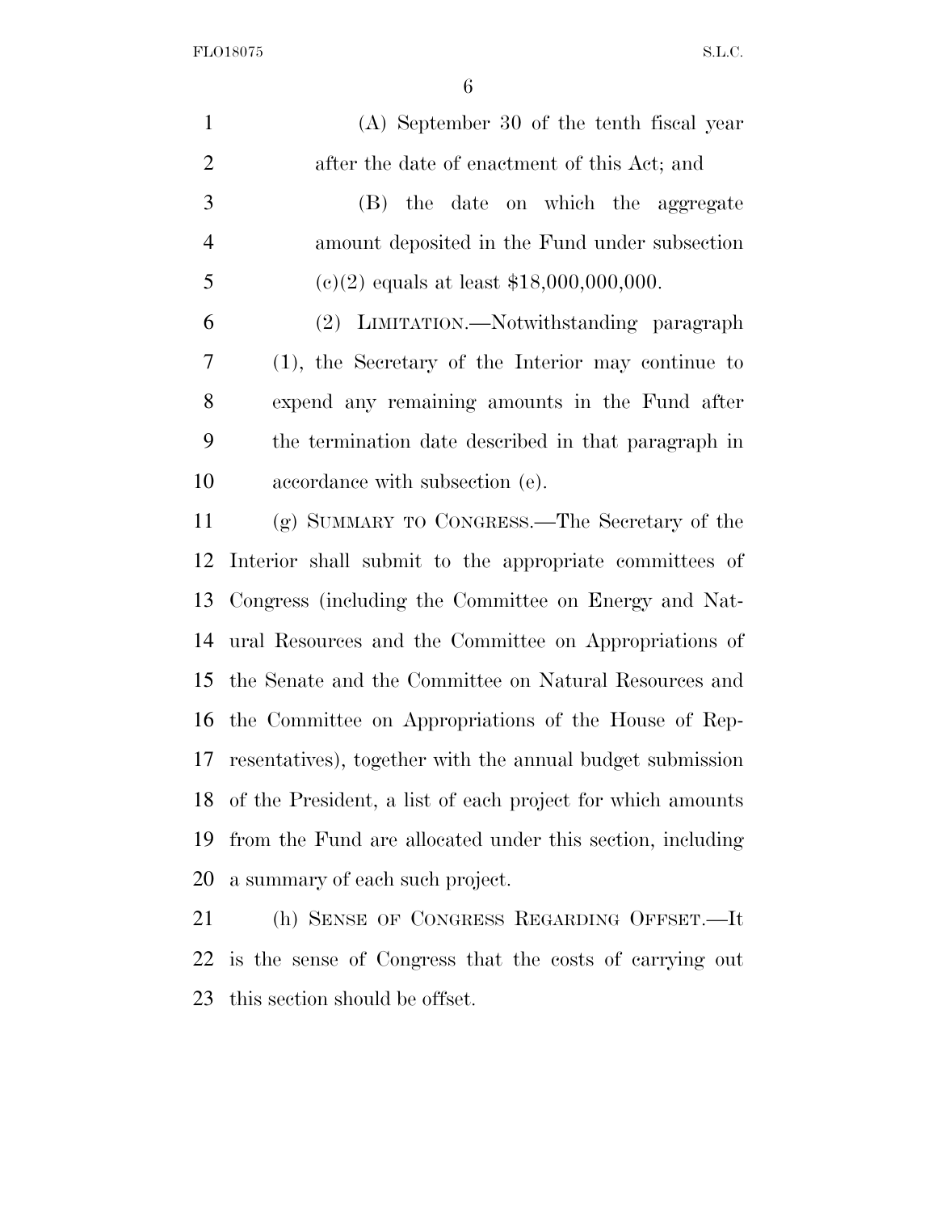(A) September 30 of the tenth fiscal year after the date of enactment of this Act; and

(B) the date on which the aggregate amount deposited in the Fund under subsection (c)(2) equals at least $18,000,000,000.

(2) LIMITATION.—Notwithstanding paragraph (1), the Secretary of the Interior may continue to expend any remaining amounts in the Fund after the termination date described in that paragraph in accordance with subsection (e).

(g) SUMMARY TO CONGRESS.—The Secretary of the Interior shall submit to the appropriate committees of Congress (including the Committee on Energy and Natural Resources and the Committee on Appropriations of the Senate and the Committee on Natural Resources and the Committee on Appropriations of the House of Representatives), together with the annual budget submission of the President, a list of each project for which amounts from the Fund are allocated under this section, including a summary of each such project.

(h) SENSE OF CONGRESS REGARDING OFFSET.—It is the sense of Congress that the costs of carrying out this section should be offset.